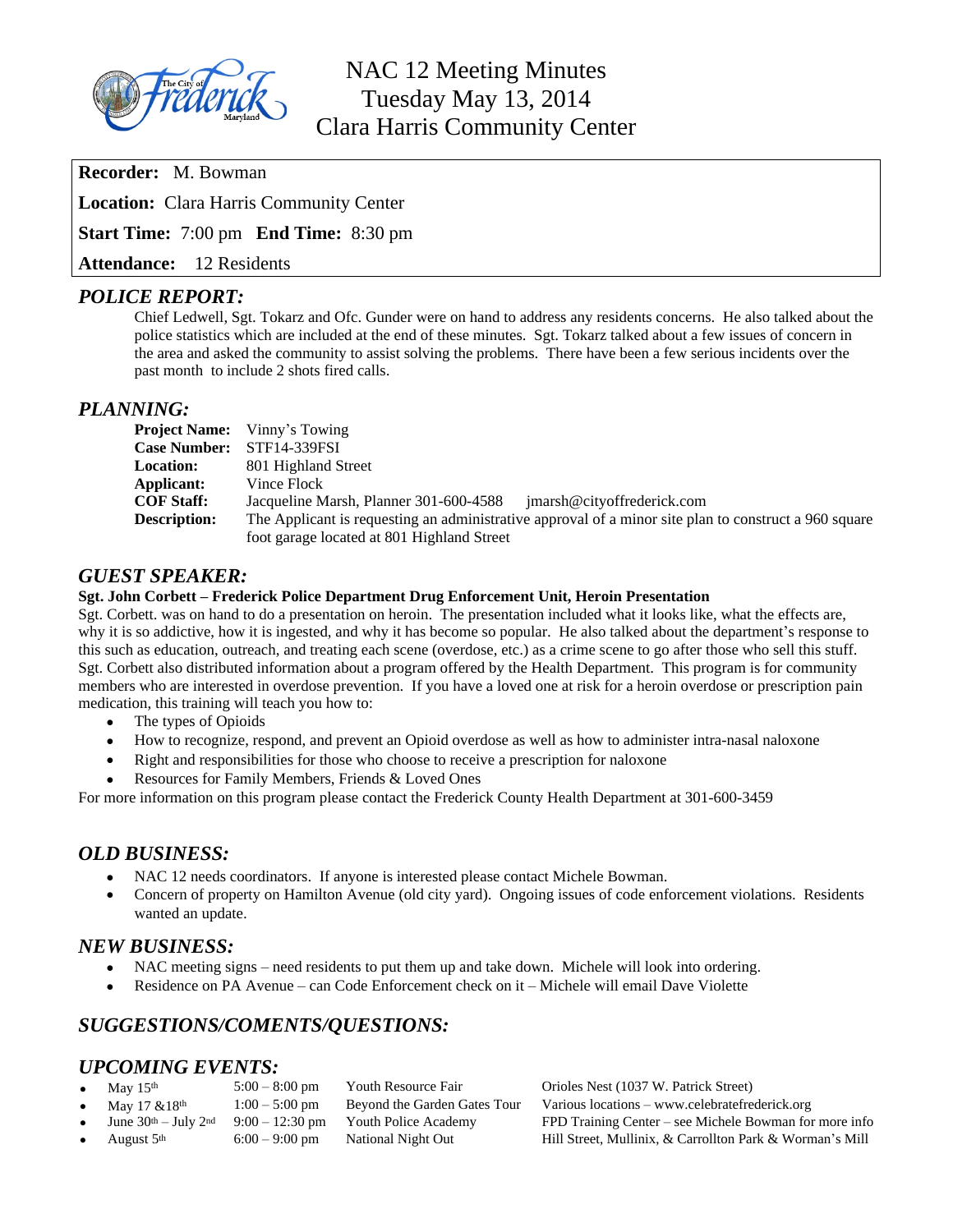# NAC 12 Meeting Minutes
## Tuesday May 13, 2014
## Clara Harris Community Center

**Recorder:** M. Bowman

**Location:** Clara Harris Community Center

**Start Time:** 7:00 pm **End Time:** 8:30 pm

**Attendance:** 12 Residents

## *POLICE REPORT:*

Chief Ledwell, Sgt. Tokarz and Ofc. Gunder were on hand to address any residents concerns. He also talked about the police statistics which are included at the end of these minutes. Sgt. Tokarz talked about a few issues of concern in the area and asked the community to assist solving the problems. There have been a few serious incidents over the past month to include 2 shots fired calls.

## *PLANNING:*

**Project Name:** Vinny's Towing
**Case Number:** STF14-339FSI
**Location:** 801 Highland Street
**Applicant:** Vince Flock
**COF Staff:** Jacqueline Marsh, Planner 301-600-4588 jmarsh@cityoffrederick.com
**Description:** The Applicant is requesting an administrative approval of a minor site plan to construct a 960 square foot garage located at 801 Highland Street

## *GUEST SPEAKER:*

**Sgt. John Corbett – Frederick Police Department Drug Enforcement Unit, Heroin Presentation**

Sgt. Corbett. was on hand to do a presentation on heroin. The presentation included what it looks like, what the effects are, why it is so addictive, how it is ingested, and why it has become so popular. He also talked about the department's response to this such as education, outreach, and treating each scene (overdose, etc.) as a crime scene to go after those who sell this stuff. Sgt. Corbett also distributed information about a program offered by the Health Department. This program is for community members who are interested in overdose prevention. If you have a loved one at risk for a heroin overdose or prescription pain medication, this training will teach you how to:

- The types of Opioids
- How to recognize, respond, and prevent an Opioid overdose as well as how to administer intra-nasal naloxone
- Right and responsibilities for those who choose to receive a prescription for naloxone
- Resources for Family Members, Friends & Loved Ones

For more information on this program please contact the Frederick County Health Department at 301-600-3459

## *OLD BUSINESS:*

- NAC 12 needs coordinators. If anyone is interested please contact Michele Bowman.
- Concern of property on Hamilton Avenue (old city yard). Ongoing issues of code enforcement violations. Residents wanted an update.

## *NEW BUSINESS:*

- NAC meeting signs – need residents to put them up and take down. Michele will look into ordering.
- Residence on PA Avenue – can Code Enforcement check on it – Michele will email Dave Violette

## *SUGGESTIONS/COMENTS/QUESTIONS:*

## *UPCOMING EVENTS:*

| Date | Time | Event | Location |
|---|---|---|---|
| May 15th | 5:00 – 8:00 pm | Youth Resource Fair | Orioles Nest (1037 W. Patrick Street) |
| May 17 &18th | 1:00 – 5:00 pm | Beyond the Garden Gates Tour | Various locations – www.celebratefrederick.org |
| June 30th – July 2nd | 9:00 – 12:30 pm | Youth Police Academy | FPD Training Center – see Michele Bowman for more info |
| August 5th | 6:00 – 9:00 pm | National Night Out | Hill Street, Mullinix, & Carrollton Park & Worman's Mill |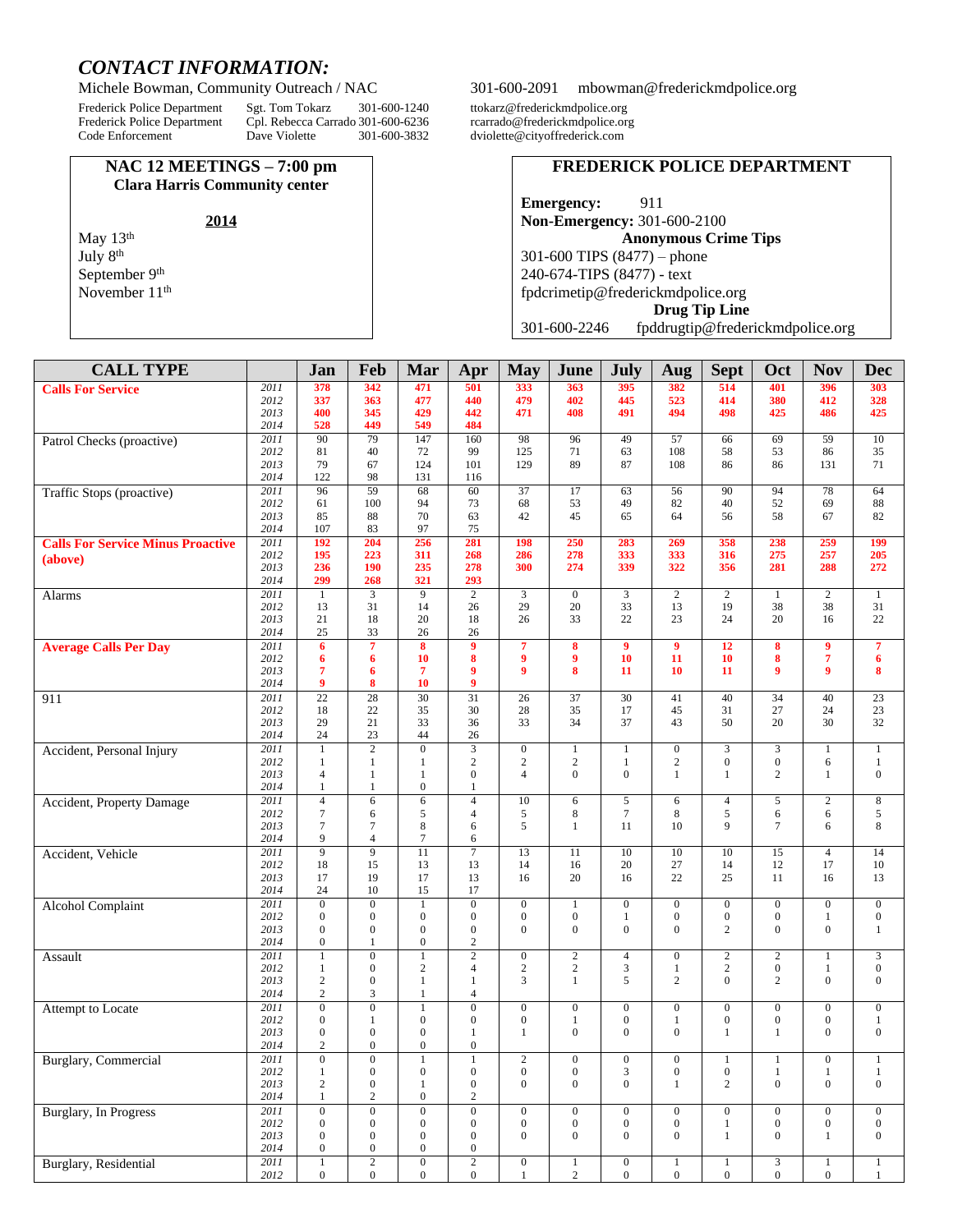## *CONTACT INFORMATION:*

Michele Bowman, Community Outreach / NAC    301-600-2091    mbowman@frederickmdpolice.org

| | | | |
|---|---|---|---|
| Frederick Police Department | Sgt. Tom Tokarz | 301-600-1240 | ttokarz@frederickmdpolice.org |
| Frederick Police Department | Cpl. Rebecca Carrado | 301-600-6236 | rcarrado@frederickmdpolice.org |
| Code Enforcement | Dave Violette | 301-600-3832 | dviolette@cityoffrederick.com |

**NAC 12 MEETINGS – 7:00 pm**
**Clara Harris Community center**

**2014**

May 13th
July 8th
September 9th
November 11th

**FREDERICK POLICE DEPARTMENT**

**Emergency:** 911
**Non-Emergency:** 301-600-2100

**Anonymous Crime Tips**
301-600 TIPS (8477) – phone
240-674-TIPS (8477) - text
fpdcrimetip@frederickmdpolice.org

**Drug Tip Line**
301-600-2246    fpddrugtip@frederickmdpolice.org

| CALL TYPE | | Jan | Feb | Mar | Apr | May | June | July | Aug | Sept | Oct | Nov | Dec |
|---|---|---|---|---|---|---|---|---|---|---|---|---|---|
| **Calls For Service** | 2011 | 378 | 342 | 471 | 501 | 333 | 363 | 395 | 382 | 514 | 401 | 396 | 303 |
| | 2012 | 337 | 363 | 477 | 440 | 479 | 402 | 445 | 523 | 414 | 380 | 412 | 328 |
| | 2013 | 400 | 345 | 429 | 442 | 471 | 408 | 491 | 494 | 498 | 425 | 486 | 425 |
| | 2014 | 528 | 449 | 549 | 484 | | | | | | | | |
| Patrol Checks (proactive) | 2011 | 90 | 79 | 147 | 160 | 98 | 96 | 49 | 57 | 66 | 69 | 59 | 10 |
| | 2012 | 81 | 40 | 72 | 99 | 125 | 71 | 63 | 108 | 58 | 53 | 86 | 35 |
| | 2013 | 79 | 67 | 124 | 101 | 129 | 89 | 87 | 108 | 86 | 86 | 131 | 71 |
| | 2014 | 122 | 98 | 131 | 116 | | | | | | | | |
| Traffic Stops (proactive) | 2011 | 96 | 59 | 68 | 60 | 37 | 17 | 63 | 56 | 90 | 94 | 78 | 64 |
| | 2012 | 61 | 100 | 94 | 73 | 68 | 53 | 49 | 82 | 40 | 52 | 69 | 88 |
| | 2013 | 85 | 88 | 70 | 63 | 42 | 45 | 65 | 64 | 56 | 58 | 67 | 82 |
| | 2014 | 107 | 83 | 97 | 75 | | | | | | | | |
| **Calls For Service Minus Proactive (above)** | 2011 | 192 | 204 | 256 | 281 | 198 | 250 | 283 | 269 | 358 | 238 | 259 | 199 |
| | 2012 | 195 | 223 | 311 | 268 | 286 | 278 | 333 | 333 | 316 | 275 | 257 | 205 |
| | 2013 | 236 | 190 | 235 | 278 | 300 | 274 | 339 | 322 | 356 | 281 | 288 | 272 |
| | 2014 | 299 | 268 | 321 | 293 | | | | | | | | |
| Alarms | 2011 | 1 | 3 | 9 | 2 | 3 | 0 | 3 | 2 | 2 | 1 | 2 | 1 |
| | 2012 | 13 | 31 | 14 | 26 | 29 | 20 | 33 | 13 | 19 | 38 | 38 | 31 |
| | 2013 | 21 | 18 | 20 | 18 | 26 | 33 | 22 | 23 | 24 | 20 | 16 | 22 |
| | 2014 | 25 | 33 | 26 | 26 | | | | | | | | |
| **Average Calls Per Day** | 2011 | 6 | 7 | 8 | 9 | 7 | 8 | 9 | 9 | 12 | 8 | 9 | 7 |
| | 2012 | 6 | 6 | 10 | 8 | 9 | 9 | 10 | 11 | 10 | 8 | 7 | 6 |
| | 2013 | 7 | 6 | 7 | 9 | 9 | 8 | 11 | 10 | 11 | 9 | 9 | 8 |
| | 2014 | 9 | 8 | 10 | 9 | | | | | | | | |
| 911 | 2011 | 22 | 28 | 30 | 31 | 26 | 37 | 30 | 41 | 40 | 34 | 40 | 23 |
| | 2012 | 18 | 22 | 35 | 30 | 28 | 35 | 17 | 45 | 31 | 27 | 24 | 23 |
| | 2013 | 29 | 21 | 33 | 36 | 33 | 34 | 37 | 43 | 50 | 20 | 30 | 32 |
| | 2014 | 24 | 23 | 44 | 26 | | | | | | | | |
| Accident, Personal Injury | 2011 | 1 | 2 | 0 | 3 | 0 | 1 | 1 | 0 | 3 | 3 | 1 | 1 |
| | 2012 | 1 | 1 | 1 | 2 | 2 | 2 | 1 | 2 | 0 | 0 | 6 | 1 |
| | 2013 | 4 | 1 | 1 | 0 | 4 | 0 | 0 | 1 | 1 | 2 | 1 | 0 |
| | 2014 | 1 | 1 | 0 | 1 | | | | | | | | |
| Accident, Property Damage | 2011 | 4 | 6 | 6 | 4 | 10 | 6 | 5 | 6 | 4 | 5 | 2 | 8 |
| | 2012 | 7 | 6 | 5 | 4 | 5 | 8 | 7 | 8 | 5 | 6 | 6 | 5 |
| | 2013 | 7 | 7 | 8 | 6 | 5 | 1 | 11 | 10 | 9 | 7 | 6 | 8 |
| | 2014 | 9 | 4 | 7 | 6 | | | | | | | | |
| Accident, Vehicle | 2011 | 9 | 9 | 11 | 7 | 13 | 11 | 10 | 10 | 10 | 15 | 4 | 14 |
| | 2012 | 18 | 15 | 13 | 13 | 14 | 16 | 20 | 27 | 14 | 12 | 17 | 10 |
| | 2013 | 17 | 19 | 17 | 13 | 16 | 20 | 16 | 22 | 25 | 11 | 16 | 13 |
| | 2014 | 24 | 10 | 15 | 17 | | | | | | | | |
| Alcohol Complaint | 2011 | 0 | 0 | 1 | 0 | 0 | 1 | 0 | 0 | 0 | 0 | 0 | 0 |
| | 2012 | 0 | 0 | 0 | 0 | 0 | 0 | 1 | 0 | 0 | 0 | 1 | 0 |
| | 2013 | 0 | 0 | 0 | 0 | 0 | 0 | 0 | 0 | 2 | 0 | 0 | 1 |
| | 2014 | 0 | 1 | 0 | 2 | | | | | | | | |
| Assault | 2011 | 1 | 0 | 1 | 2 | 0 | 2 | 4 | 0 | 2 | 2 | 1 | 3 |
| | 2012 | 1 | 0 | 2 | 4 | 2 | 2 | 3 | 1 | 2 | 0 | 1 | 0 |
| | 2013 | 2 | 0 | 1 | 1 | 3 | 1 | 5 | 2 | 0 | 2 | 0 | 0 |
| | 2014 | 2 | 3 | 1 | 4 | | | | | | | | |
| Attempt to Locate | 2011 | 0 | 0 | 1 | 0 | 0 | 0 | 0 | 0 | 0 | 0 | 0 | 0 |
| | 2012 | 0 | 1 | 0 | 0 | 0 | 1 | 0 | 1 | 0 | 0 | 0 | 1 |
| | 2013 | 0 | 0 | 0 | 1 | 1 | 0 | 0 | 0 | 1 | 1 | 0 | 0 |
| | 2014 | 2 | 0 | 0 | 0 | | | | | | | | |
| Burglary, Commercial | 2011 | 0 | 0 | 1 | 1 | 2 | 0 | 0 | 0 | 1 | 1 | 0 | 1 |
| | 2012 | 1 | 0 | 0 | 0 | 0 | 0 | 3 | 0 | 0 | 1 | 1 | 1 |
| | 2013 | 2 | 0 | 1 | 0 | 0 | 0 | 0 | 1 | 2 | 0 | 0 | 0 |
| | 2014 | 1 | 2 | 0 | 2 | | | | | | | | |
| Burglary, In Progress | 2011 | 0 | 0 | 0 | 0 | 0 | 0 | 0 | 0 | 0 | 0 | 0 | 0 |
| | 2012 | 0 | 0 | 0 | 0 | 0 | 0 | 0 | 0 | 1 | 0 | 0 | 0 |
| | 2013 | 0 | 0 | 0 | 0 | 0 | 0 | 0 | 0 | 1 | 0 | 1 | 0 |
| | 2014 | 0 | 0 | 0 | 0 | | | | | | | | |
| Burglary, Residential | 2011 | 1 | 2 | 0 | 2 | 0 | 1 | 0 | 1 | 1 | 3 | 1 | 1 |
| | 2012 | 0 | 0 | 0 | 0 | 1 | 2 | 0 | 0 | 0 | 0 | 0 | 1 |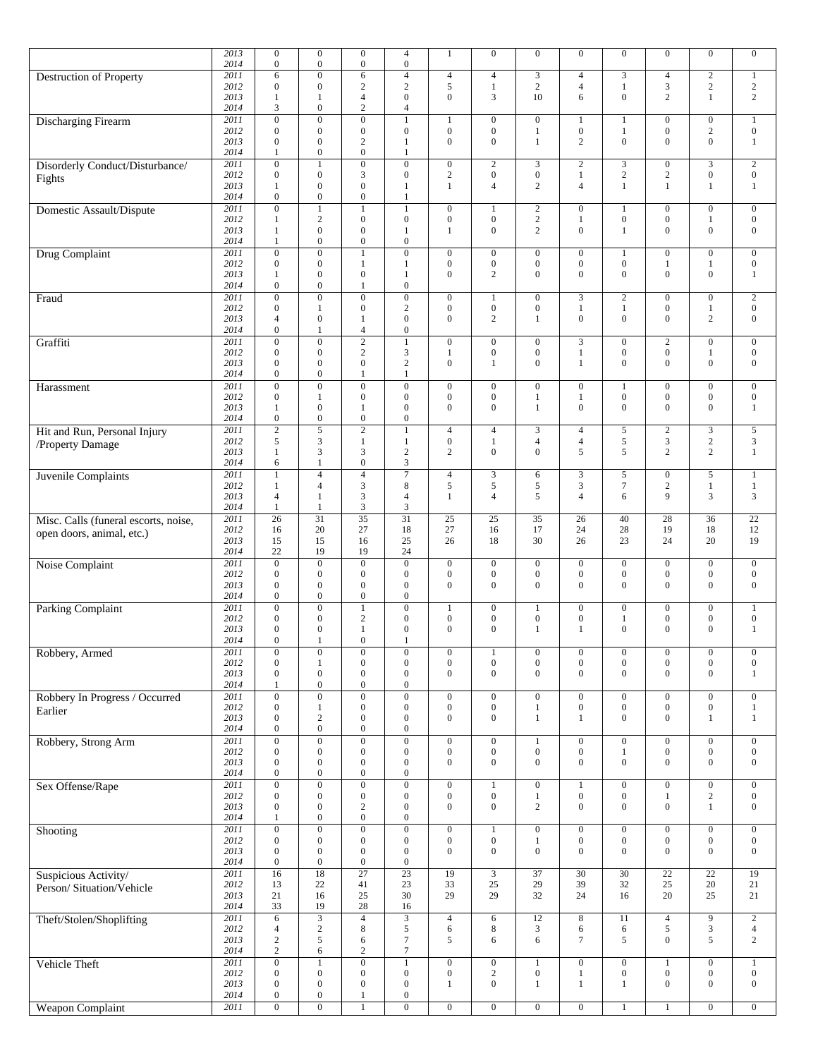| | | | | | | | | | | | | | |
|---|---|---|---|---|---|---|---|---|---|---|---|---|---|
| | 2013 | 0 | 0 | 0 | 4 | 1 | 0 | 0 | 0 | 0 | 0 | 0 | 0 |
| | 2014 | 0 | 0 | 0 | 0 | | | | | | | | |
| Destruction of Property | 2011 | 6 | 0 | 6 | 4 | 4 | 4 | 3 | 4 | 3 | 4 | 2 | 1 |
| | 2012 | 0 | 0 | 2 | 2 | 5 | 1 | 2 | 4 | 1 | 3 | 2 | 2 |
| | 2013 | 1 | 1 | 4 | 0 | 0 | 3 | 10 | 6 | 0 | 2 | 1 | 2 |
| | 2014 | 3 | 0 | 2 | 4 | | | | | | | | |
| Discharging Firearm | 2011 | 0 | 0 | 0 | 1 | 1 | 0 | 0 | 1 | 1 | 0 | 0 | 1 |
| | 2012 | 0 | 0 | 0 | 0 | 0 | 0 | 1 | 0 | 1 | 0 | 2 | 0 |
| | 2013 | 0 | 0 | 2 | 1 | 0 | 0 | 1 | 2 | 0 | 0 | 0 | 1 |
| | 2014 | 1 | 0 | 0 | 1 | | | | | | | | |
| Disorderly Conduct/Disturbance/ Fights | 2011 | 0 | 1 | 0 | 0 | 0 | 2 | 3 | 2 | 3 | 0 | 3 | 2 |
| | 2012 | 0 | 0 | 3 | 0 | 2 | 0 | 0 | 1 | 2 | 2 | 0 | 0 |
| | 2013 | 1 | 0 | 0 | 1 | 1 | 4 | 2 | 4 | 1 | 1 | 1 | 1 |
| | 2014 | 0 | 0 | 0 | 1 | | | | | | | | |
| Domestic Assault/Dispute | 2011 | 0 | 1 | 1 | 1 | 0 | 1 | 2 | 0 | 1 | 0 | 0 | 0 |
| | 2012 | 1 | 2 | 0 | 0 | 0 | 0 | 2 | 1 | 0 | 0 | 1 | 0 |
| | 2013 | 1 | 0 | 0 | 1 | 1 | 0 | 2 | 0 | 1 | 0 | 0 | 0 |
| | 2014 | 1 | 0 | 0 | 0 | | | | | | | | |
| Drug Complaint | 2011 | 0 | 0 | 1 | 0 | 0 | 0 | 0 | 0 | 1 | 0 | 0 | 0 |
| | 2012 | 0 | 0 | 1 | 1 | 0 | 0 | 0 | 0 | 0 | 1 | 1 | 0 |
| | 2013 | 1 | 0 | 0 | 1 | 0 | 2 | 0 | 0 | 0 | 0 | 0 | 1 |
| | 2014 | 0 | 0 | 1 | 0 | | | | | | | | |
| Fraud | 2011 | 0 | 0 | 0 | 0 | 0 | 1 | 0 | 3 | 2 | 0 | 0 | 2 |
| | 2012 | 0 | 1 | 0 | 2 | 0 | 0 | 0 | 1 | 1 | 0 | 1 | 0 |
| | 2013 | 4 | 0 | 1 | 0 | 0 | 2 | 1 | 0 | 0 | 0 | 2 | 0 |
| | 2014 | 0 | 1 | 4 | 0 | | | | | | | | |
| Graffiti | 2011 | 0 | 0 | 2 | 1 | 0 | 0 | 0 | 3 | 0 | 2 | 0 | 0 |
| | 2012 | 0 | 0 | 2 | 3 | 1 | 0 | 0 | 1 | 0 | 0 | 1 | 0 |
| | 2013 | 0 | 0 | 0 | 2 | 0 | 1 | 0 | 1 | 0 | 0 | 0 | 0 |
| | 2014 | 0 | 0 | 1 | 1 | | | | | | | | |
| Harassment | 2011 | 0 | 0 | 0 | 0 | 0 | 0 | 0 | 0 | 1 | 0 | 0 | 0 |
| | 2012 | 0 | 1 | 0 | 0 | 0 | 0 | 1 | 1 | 0 | 0 | 0 | 0 |
| | 2013 | 1 | 0 | 1 | 0 | 0 | 0 | 1 | 0 | 0 | 0 | 0 | 1 |
| | 2014 | 0 | 0 | 0 | 0 | | | | | | | | |
| Hit and Run, Personal Injury /Property Damage | 2011 | 2 | 5 | 2 | 1 | 4 | 4 | 3 | 4 | 5 | 2 | 3 | 5 |
| | 2012 | 5 | 3 | 1 | 1 | 0 | 1 | 4 | 4 | 5 | 3 | 2 | 3 |
| | 2013 | 1 | 3 | 3 | 2 | 2 | 0 | 0 | 5 | 5 | 2 | 2 | 1 |
| | 2014 | 6 | 1 | 0 | 3 | | | | | | | | |
| Juvenile Complaints | 2011 | 1 | 4 | 4 | 7 | 4 | 3 | 6 | 3 | 5 | 0 | 5 | 1 |
| | 2012 | 1 | 4 | 3 | 8 | 5 | 5 | 5 | 3 | 7 | 2 | 1 | 1 |
| | 2013 | 4 | 1 | 3 | 4 | 1 | 4 | 5 | 4 | 6 | 9 | 3 | 3 |
| | 2014 | 1 | 1 | 3 | 3 | | | | | | | | |
| Misc. Calls (funeral escorts, noise, open doors, animal, etc.) | 2011 | 26 | 31 | 35 | 31 | 25 | 25 | 35 | 26 | 40 | 28 | 36 | 22 |
| | 2012 | 16 | 20 | 27 | 18 | 27 | 16 | 17 | 24 | 28 | 19 | 18 | 12 |
| | 2013 | 15 | 15 | 16 | 25 | 26 | 18 | 30 | 26 | 23 | 24 | 20 | 19 |
| | 2014 | 22 | 19 | 19 | 24 | | | | | | | | |
| Noise Complaint | 2011 | 0 | 0 | 0 | 0 | 0 | 0 | 0 | 0 | 0 | 0 | 0 | 0 |
| | 2012 | 0 | 0 | 0 | 0 | 0 | 0 | 0 | 0 | 0 | 0 | 0 | 0 |
| | 2013 | 0 | 0 | 0 | 0 | 0 | 0 | 0 | 0 | 0 | 0 | 0 | 0 |
| | 2014 | 0 | 0 | 0 | 0 | | | | | | | | |
| Parking Complaint | 2011 | 0 | 0 | 1 | 0 | 1 | 0 | 1 | 0 | 0 | 0 | 0 | 1 |
| | 2012 | 0 | 0 | 2 | 0 | 0 | 0 | 0 | 0 | 1 | 0 | 0 | 0 |
| | 2013 | 0 | 0 | 1 | 0 | 0 | 0 | 1 | 1 | 0 | 0 | 0 | 1 |
| | 2014 | 0 | 1 | 0 | 1 | | | | | | | | |
| Robbery, Armed | 2011 | 0 | 0 | 0 | 0 | 0 | 1 | 0 | 0 | 0 | 0 | 0 | 0 |
| | 2012 | 0 | 1 | 0 | 0 | 0 | 0 | 0 | 0 | 0 | 0 | 0 | 0 |
| | 2013 | 0 | 0 | 0 | 0 | 0 | 0 | 0 | 0 | 0 | 0 | 0 | 1 |
| | 2014 | 1 | 0 | 0 | 0 | | | | | | | | |
| Robbery In Progress / Occurred Earlier | 2011 | 0 | 0 | 0 | 0 | 0 | 0 | 0 | 0 | 0 | 0 | 0 | 0 |
| | 2012 | 0 | 1 | 0 | 0 | 0 | 0 | 1 | 0 | 0 | 0 | 0 | 1 |
| | 2013 | 0 | 2 | 0 | 0 | 0 | 0 | 1 | 1 | 0 | 0 | 1 | 1 |
| | 2014 | 0 | 0 | 0 | 0 | | | | | | | | |
| Robbery, Strong Arm | 2011 | 0 | 0 | 0 | 0 | 0 | 0 | 1 | 0 | 0 | 0 | 0 | 0 |
| | 2012 | 0 | 0 | 0 | 0 | 0 | 0 | 0 | 0 | 1 | 0 | 0 | 0 |
| | 2013 | 0 | 0 | 0 | 0 | 0 | 0 | 0 | 0 | 0 | 0 | 0 | 0 |
| | 2014 | 0 | 0 | 0 | 0 | | | | | | | | |
| Sex Offense/Rape | 2011 | 0 | 0 | 0 | 0 | 0 | 1 | 0 | 1 | 0 | 0 | 0 | 0 |
| | 2012 | 0 | 0 | 0 | 0 | 0 | 0 | 1 | 0 | 0 | 1 | 2 | 0 |
| | 2013 | 0 | 0 | 2 | 0 | 0 | 0 | 2 | 0 | 0 | 0 | 1 | 0 |
| | 2014 | 1 | 0 | 0 | 0 | | | | | | | | |
| Shooting | 2011 | 0 | 0 | 0 | 0 | 0 | 1 | 0 | 0 | 0 | 0 | 0 | 0 |
| | 2012 | 0 | 0 | 0 | 0 | 0 | 0 | 1 | 0 | 0 | 0 | 0 | 0 |
| | 2013 | 0 | 0 | 0 | 0 | 0 | 0 | 0 | 0 | 0 | 0 | 0 | 0 |
| | 2014 | 0 | 0 | 0 | 0 | | | | | | | | |
| Suspicious Activity/ Person/ Situation/Vehicle | 2011 | 16 | 18 | 27 | 23 | 19 | 3 | 37 | 30 | 30 | 22 | 22 | 19 |
| | 2012 | 13 | 22 | 41 | 23 | 33 | 25 | 29 | 39 | 32 | 25 | 20 | 21 |
| | 2013 | 21 | 16 | 25 | 30 | 29 | 29 | 32 | 24 | 16 | 20 | 25 | 21 |
| | 2014 | 33 | 19 | 28 | 16 | | | | | | | | |
| Theft/Stolen/Shoplifting | 2011 | 6 | 3 | 4 | 3 | 4 | 6 | 12 | 8 | 11 | 4 | 9 | 2 |
| | 2012 | 4 | 2 | 8 | 5 | 6 | 8 | 3 | 6 | 6 | 5 | 3 | 4 |
| | 2013 | 2 | 5 | 6 | 7 | 5 | 6 | 6 | 7 | 5 | 0 | 5 | 2 |
| | 2014 | 2 | 6 | 2 | 7 | | | | | | | | |
| Vehicle Theft | 2011 | 0 | 1 | 0 | 1 | 0 | 0 | 1 | 0 | 0 | 1 | 0 | 1 |
| | 2012 | 0 | 0 | 0 | 0 | 0 | 2 | 0 | 1 | 0 | 0 | 0 | 0 |
| | 2013 | 0 | 0 | 0 | 0 | 1 | 0 | 1 | 1 | 1 | 0 | 0 | 0 |
| | 2014 | 0 | 0 | 1 | 0 | | | | | | | | |
| Weapon Complaint | 2011 | 0 | 0 | 1 | 0 | 0 | 0 | 0 | 0 | 1 | 1 | 0 | 0 |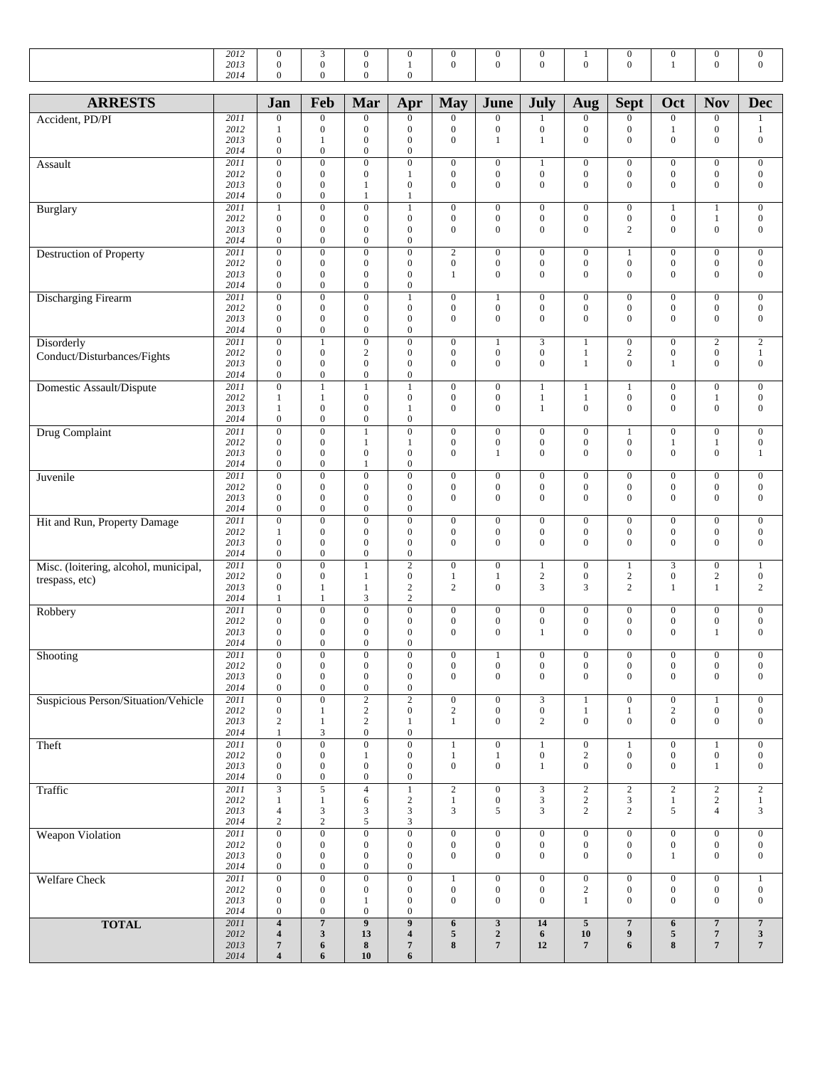| | | | | | | | | | | | | | |
|---|---|---|---|---|---|---|---|---|---|---|---|---|---|
| | 2012 | 0 | 3 | 0 | 0 | 0 | 0 | 0 | 1 | 0 | 0 | 0 | 0 |
| | 2013 | 0 | 0 | 0 | 1 | 0 | 0 | 0 | 0 | 0 | 1 | 0 | 0 |
| | 2014 | 0 | 0 | 0 | 0 | | | | | | | | |

| ARRESTS | | Jan | Feb | Mar | Apr | May | June | July | Aug | Sept | Oct | Nov | Dec |
|---|---|---|---|---|---|---|---|---|---|---|---|---|---|
| Accident, PD/PI | 2011 | 0 | 0 | 0 | 0 | 0 | 0 | 1 | 0 | 0 | 0 | 0 | 1 |
| | 2012 | 1 | 0 | 0 | 0 | 0 | 0 | 0 | 0 | 0 | 1 | 0 | 1 |
| | 2013 | 0 | 1 | 0 | 0 | 0 | 1 | 1 | 0 | 0 | 0 | 0 | 0 |
| | 2014 | 0 | 0 | 0 | 0 | | | | | | | | |
| Assault | 2011 | 0 | 0 | 0 | 0 | 0 | 0 | 1 | 0 | 0 | 0 | 0 | 0 |
| | 2012 | 0 | 0 | 0 | 1 | 0 | 0 | 0 | 0 | 0 | 0 | 0 | 0 |
| | 2013 | 0 | 0 | 1 | 0 | 0 | 0 | 0 | 0 | 0 | 0 | 0 | 0 |
| | 2014 | 0 | 0 | 1 | 1 | | | | | | | | |
| Burglary | 2011 | 1 | 0 | 0 | 1 | 0 | 0 | 0 | 0 | 0 | 1 | 1 | 0 |
| | 2012 | 0 | 0 | 0 | 0 | 0 | 0 | 0 | 0 | 0 | 0 | 1 | 0 |
| | 2013 | 0 | 0 | 0 | 0 | 0 | 0 | 0 | 0 | 2 | 0 | 0 | 0 |
| | 2014 | 0 | 0 | 0 | 0 | | | | | | | | |
| Destruction of Property | 2011 | 0 | 0 | 0 | 0 | 2 | 0 | 0 | 0 | 1 | 0 | 0 | 0 |
| | 2012 | 0 | 0 | 0 | 0 | 0 | 0 | 0 | 0 | 0 | 0 | 0 | 0 |
| | 2013 | 0 | 0 | 0 | 0 | 1 | 0 | 0 | 0 | 0 | 0 | 0 | 0 |
| | 2014 | 0 | 0 | 0 | 0 | | | | | | | | |
| Discharging Firearm | 2011 | 0 | 0 | 0 | 1 | 0 | 1 | 0 | 0 | 0 | 0 | 0 | 0 |
| | 2012 | 0 | 0 | 0 | 0 | 0 | 0 | 0 | 0 | 0 | 0 | 0 | 0 |
| | 2013 | 0 | 0 | 0 | 0 | 0 | 0 | 0 | 0 | 0 | 0 | 0 | 0 |
| | 2014 | 0 | 0 | 0 | 0 | | | | | | | | |
| Disorderly Conduct/Disturbances/Fights | 2011 | 0 | 1 | 0 | 0 | 0 | 1 | 3 | 1 | 0 | 0 | 2 | 2 |
| | 2012 | 0 | 0 | 2 | 0 | 0 | 0 | 0 | 1 | 2 | 0 | 0 | 1 |
| | 2013 | 0 | 0 | 0 | 0 | 0 | 0 | 0 | 1 | 0 | 1 | 0 | 0 |
| | 2014 | 0 | 0 | 0 | 0 | | | | | | | | |
| Domestic Assault/Dispute | 2011 | 0 | 1 | 1 | 1 | 0 | 0 | 1 | 1 | 1 | 0 | 0 | 0 |
| | 2012 | 1 | 1 | 0 | 0 | 0 | 0 | 1 | 1 | 0 | 0 | 1 | 0 |
| | 2013 | 1 | 0 | 0 | 1 | 0 | 0 | 1 | 0 | 0 | 0 | 0 | 0 |
| | 2014 | 0 | 0 | 0 | 0 | | | | | | | | |
| Drug Complaint | 2011 | 0 | 0 | 1 | 0 | 0 | 0 | 0 | 0 | 1 | 0 | 0 | 0 |
| | 2012 | 0 | 0 | 1 | 1 | 0 | 0 | 0 | 0 | 0 | 1 | 1 | 0 |
| | 2013 | 0 | 0 | 0 | 0 | 0 | 1 | 0 | 0 | 0 | 0 | 0 | 1 |
| | 2014 | 0 | 0 | 1 | 0 | | | | | | | | |
| Juvenile | 2011 | 0 | 0 | 0 | 0 | 0 | 0 | 0 | 0 | 0 | 0 | 0 | 0 |
| | 2012 | 0 | 0 | 0 | 0 | 0 | 0 | 0 | 0 | 0 | 0 | 0 | 0 |
| | 2013 | 0 | 0 | 0 | 0 | 0 | 0 | 0 | 0 | 0 | 0 | 0 | 0 |
| | 2014 | 0 | 0 | 0 | 0 | | | | | | | | |
| Hit and Run, Property Damage | 2011 | 0 | 0 | 0 | 0 | 0 | 0 | 0 | 0 | 0 | 0 | 0 | 0 |
| | 2012 | 1 | 0 | 0 | 0 | 0 | 0 | 0 | 0 | 0 | 0 | 0 | 0 |
| | 2013 | 0 | 0 | 0 | 0 | 0 | 0 | 0 | 0 | 0 | 0 | 0 | 0 |
| | 2014 | 0 | 0 | 0 | 0 | | | | | | | | |
| Misc. (loitering, alcohol, municipal, trespass, etc) | 2011 | 0 | 0 | 1 | 2 | 0 | 0 | 1 | 0 | 1 | 3 | 0 | 1 |
| | 2012 | 0 | 0 | 1 | 0 | 1 | 1 | 2 | 0 | 2 | 0 | 2 | 0 |
| | 2013 | 0 | 1 | 1 | 2 | 2 | 0 | 3 | 3 | 2 | 1 | 1 | 2 |
| | 2014 | 1 | 1 | 3 | 2 | | | | | | | | |
| Robbery | 2011 | 0 | 0 | 0 | 0 | 0 | 0 | 0 | 0 | 0 | 0 | 0 | 0 |
| | 2012 | 0 | 0 | 0 | 0 | 0 | 0 | 0 | 0 | 0 | 0 | 0 | 0 |
| | 2013 | 0 | 0 | 0 | 0 | 0 | 0 | 1 | 0 | 0 | 0 | 1 | 0 |
| | 2014 | 0 | 0 | 0 | 0 | | | | | | | | |
| Shooting | 2011 | 0 | 0 | 0 | 0 | 0 | 1 | 0 | 0 | 0 | 0 | 0 | 0 |
| | 2012 | 0 | 0 | 0 | 0 | 0 | 0 | 0 | 0 | 0 | 0 | 0 | 0 |
| | 2013 | 0 | 0 | 0 | 0 | 0 | 0 | 0 | 0 | 0 | 0 | 0 | 0 |
| | 2014 | 0 | 0 | 0 | 0 | | | | | | | | |
| Suspicious Person/Situation/Vehicle | 2011 | 0 | 0 | 2 | 2 | 0 | 0 | 3 | 1 | 0 | 0 | 1 | 0 |
| | 2012 | 0 | 1 | 2 | 0 | 2 | 0 | 0 | 1 | 1 | 2 | 0 | 0 |
| | 2013 | 2 | 1 | 2 | 1 | 1 | 0 | 2 | 0 | 0 | 0 | 0 | 0 |
| | 2014 | 1 | 3 | 0 | 0 | | | | | | | | |
| Theft | 2011 | 0 | 0 | 0 | 0 | 1 | 0 | 1 | 0 | 1 | 0 | 1 | 0 |
| | 2012 | 0 | 0 | 1 | 0 | 1 | 1 | 0 | 2 | 0 | 0 | 0 | 0 |
| | 2013 | 0 | 0 | 0 | 0 | 0 | 0 | 1 | 0 | 0 | 0 | 1 | 0 |
| | 2014 | 0 | 0 | 0 | 0 | | | | | | | | |
| Traffic | 2011 | 3 | 5 | 4 | 1 | 2 | 0 | 3 | 2 | 2 | 2 | 2 | 2 |
| | 2012 | 1 | 1 | 6 | 2 | 1 | 0 | 3 | 2 | 3 | 1 | 2 | 1 |
| | 2013 | 4 | 3 | 3 | 3 | 3 | 5 | 3 | 2 | 2 | 5 | 4 | 3 |
| | 2014 | 2 | 2 | 5 | 3 | | | | | | | | |
| Weapon Violation | 2011 | 0 | 0 | 0 | 0 | 0 | 0 | 0 | 0 | 0 | 0 | 0 | 0 |
| | 2012 | 0 | 0 | 0 | 0 | 0 | 0 | 0 | 0 | 0 | 0 | 0 | 0 |
| | 2013 | 0 | 0 | 0 | 0 | 0 | 0 | 0 | 0 | 0 | 1 | 0 | 0 |
| | 2014 | 0 | 0 | 0 | 0 | | | | | | | | |
| Welfare Check | 2011 | 0 | 0 | 0 | 0 | 1 | 0 | 0 | 0 | 0 | 0 | 0 | 1 |
| | 2012 | 0 | 0 | 0 | 0 | 0 | 0 | 0 | 2 | 0 | 0 | 0 | 0 |
| | 2013 | 0 | 0 | 1 | 0 | 0 | 0 | 0 | 1 | 0 | 0 | 0 | 0 |
| | 2014 | 0 | 0 | 0 | 0 | | | | | | | | |
| **TOTAL** | 2011 | **4** | **7** | **9** | **9** | **6** | **3** | **14** | **5** | **7** | **6** | **7** | **7** |
| | 2012 | **4** | **3** | **13** | **4** | **5** | **2** | **6** | **10** | **9** | **5** | **7** | **3** |
| | 2013 | **7** | **6** | **8** | **7** | **8** | **7** | **12** | **7** | **6** | **8** | **7** | **7** |
| | 2014 | **4** | **6** | **10** | **6** | | | | | | | | |